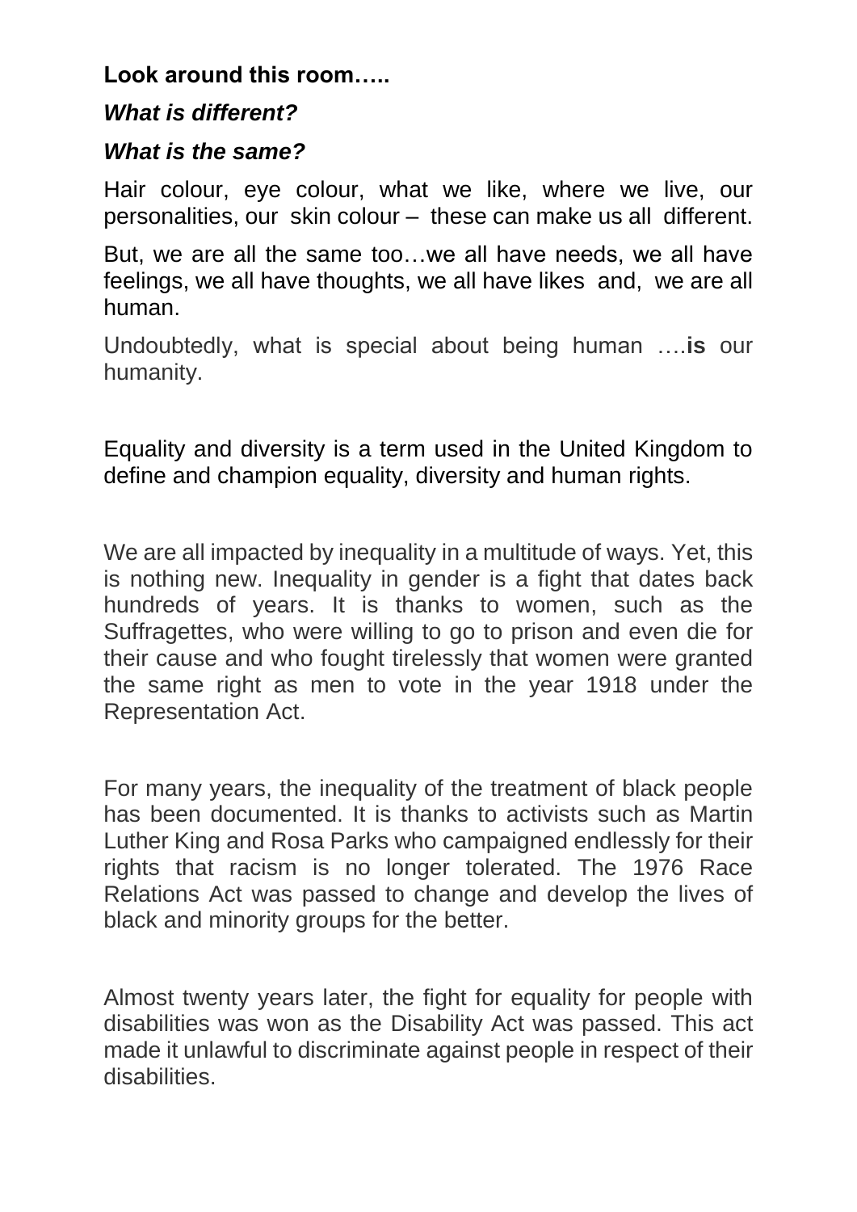**Look around this room…..**

***What is different?***

***What is the same?***

Hair colour, eye colour, what we like, where we live, our personalities, our skin colour – these can make us all different.

But, we are all the same too…we all have needs, we all have feelings, we all have thoughts, we all have likes and, we are all human.

Undoubtedly, what is special about being human ….**is** our humanity.

Equality and diversity is a term used in the United Kingdom to define and champion equality, diversity and human rights.

We are all impacted by inequality in a multitude of ways. Yet, this is nothing new. Inequality in gender is a fight that dates back hundreds of years. It is thanks to women, such as the Suffragettes, who were willing to go to prison and even die for their cause and who fought tirelessly that women were granted the same right as men to vote in the year 1918 under the Representation Act.

For many years, the inequality of the treatment of black people has been documented. It is thanks to activists such as Martin Luther King and Rosa Parks who campaigned endlessly for their rights that racism is no longer tolerated. The 1976 Race Relations Act was passed to change and develop the lives of black and minority groups for the better.

Almost twenty years later, the fight for equality for people with disabilities was won as the Disability Act was passed. This act made it unlawful to discriminate against people in respect of their disabilities.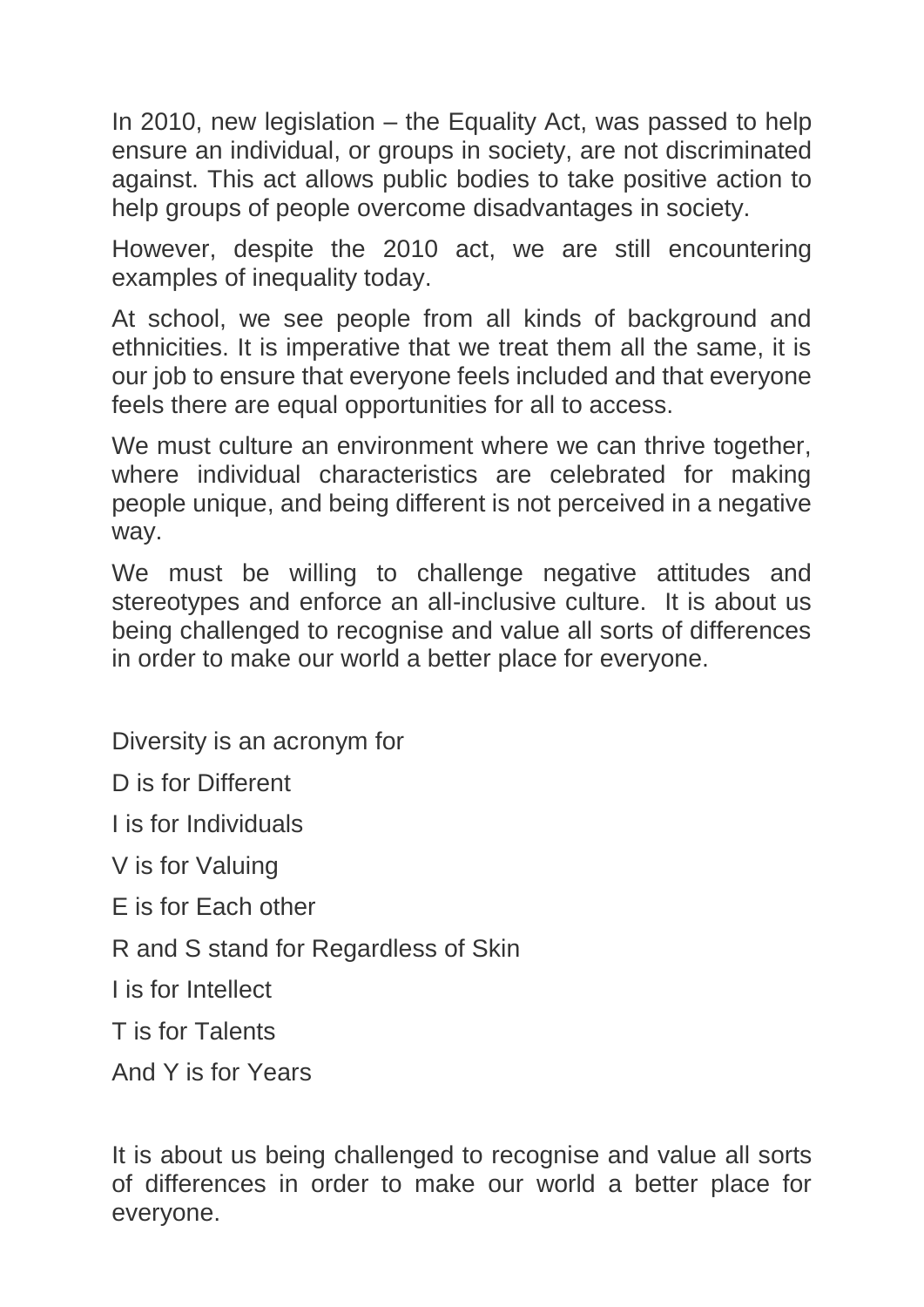In 2010, new legislation – the Equality Act, was passed to help ensure an individual, or groups in society, are not discriminated against. This act allows public bodies to take positive action to help groups of people overcome disadvantages in society.

However, despite the 2010 act, we are still encountering examples of inequality today.

At school, we see people from all kinds of background and ethnicities. It is imperative that we treat them all the same, it is our job to ensure that everyone feels included and that everyone feels there are equal opportunities for all to access.

We must culture an environment where we can thrive together, where individual characteristics are celebrated for making people unique, and being different is not perceived in a negative way.

We must be willing to challenge negative attitudes and stereotypes and enforce an all-inclusive culture. It is about us being challenged to recognise and value all sorts of differences in order to make our world a better place for everyone.

Diversity is an acronym for

D is for Different

I is for Individuals

V is for Valuing

E is for Each other

R and S stand for Regardless of Skin

I is for Intellect

T is for Talents

And Y is for Years

It is about us being challenged to recognise and value all sorts of differences in order to make our world a better place for everyone.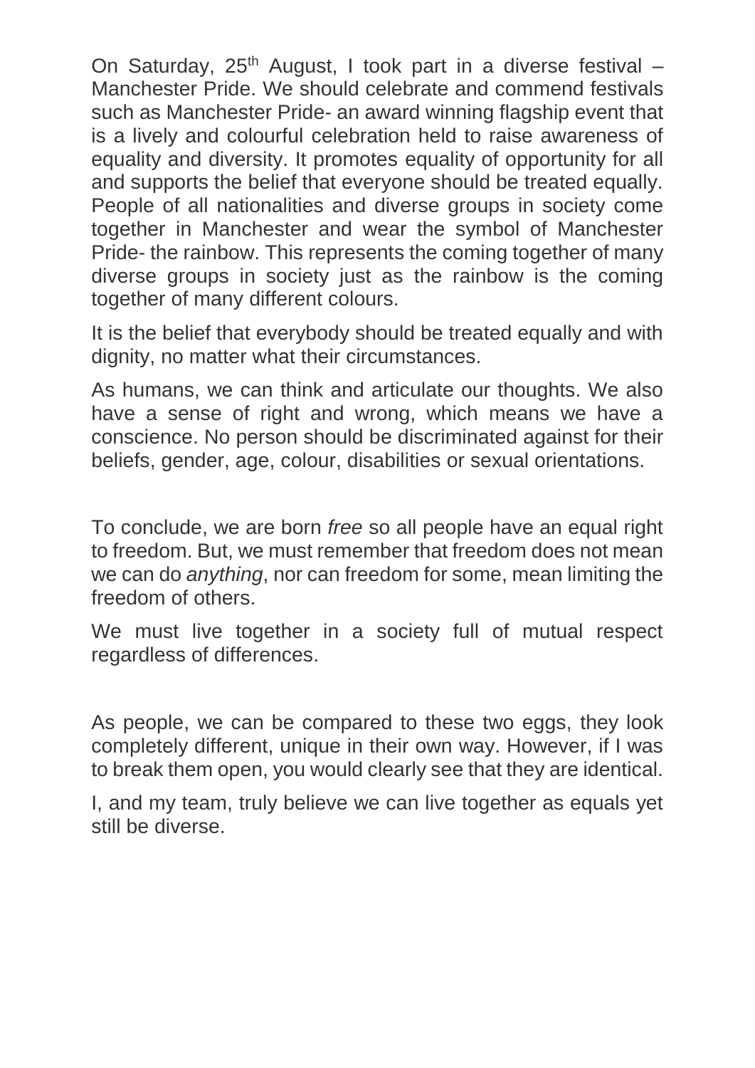On Saturday, 25th August, I took part in a diverse festival – Manchester Pride. We should celebrate and commend festivals such as Manchester Pride- an award winning flagship event that is a lively and colourful celebration held to raise awareness of equality and diversity. It promotes equality of opportunity for all and supports the belief that everyone should be treated equally. People of all nationalities and diverse groups in society come together in Manchester and wear the symbol of Manchester Pride- the rainbow. This represents the coming together of many diverse groups in society just as the rainbow is the coming together of many different colours.

It is the belief that everybody should be treated equally and with dignity, no matter what their circumstances.

As humans, we can think and articulate our thoughts. We also have a sense of right and wrong, which means we have a conscience. No person should be discriminated against for their beliefs, gender, age, colour, disabilities or sexual orientations.

To conclude, we are born *free* so all people have an equal right to freedom. But, we must remember that freedom does not mean we can do *anything*, nor can freedom for some, mean limiting the freedom of others.

We must live together in a society full of mutual respect regardless of differences.

As people, we can be compared to these two eggs, they look completely different, unique in their own way. However, if I was to break them open, you would clearly see that they are identical.

I, and my team, truly believe we can live together as equals yet still be diverse.